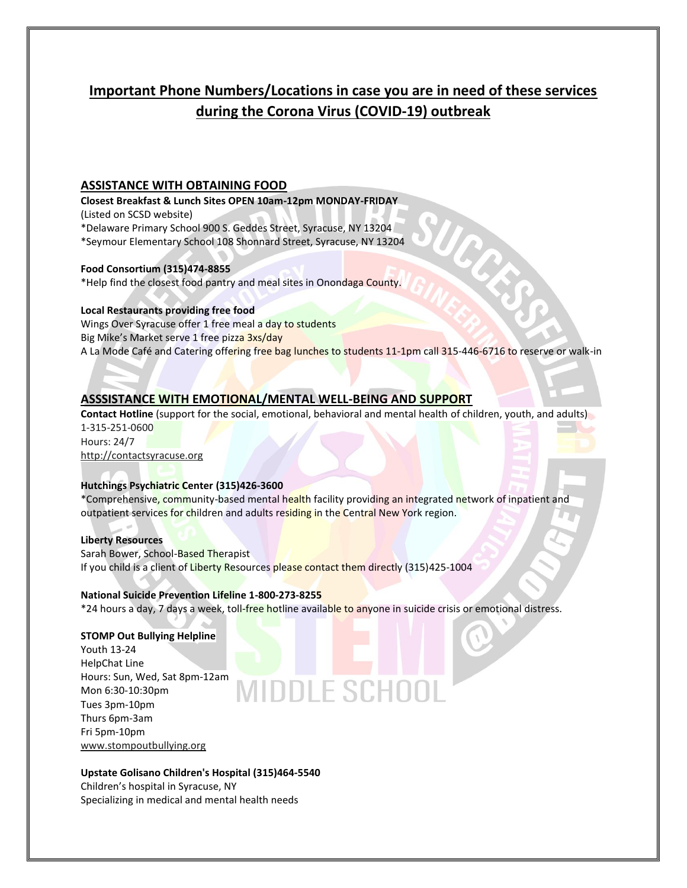# Important Phone Numbers/Locations in case you are in need of these services during the Corona Virus (COVID-19) outbreak

## ASSISTANCE WITH OBTAINING FOOD

**Closest Breakfast & Lunch Sites OPEN 10am-12pm MONDAY-FRIDAY**
(Listed on SCSD website)
*Delaware Primary School 900 S. Geddes Street, Syracuse, NY 13204
*Seymour Elementary School 108 Shonnard Street, Syracuse, NY 13204

**Food Consortium (315)474-8855**
*Help find the closest food pantry and meal sites in Onondaga County.

**Local Restaurants providing free food**
Wings Over Syracuse offer 1 free meal a day to students
Big Mike's Market serve 1 free pizza 3xs/day
A La Mode Café and Catering offering free bag lunches to students 11-1pm call 315-446-6716 to reserve or walk-in

## ASSSISTANCE WITH EMOTIONAL/MENTAL WELL-BEING AND SUPPORT

**Contact Hotline** (support for the social, emotional, behavioral and mental health of children, youth, and adults)
1-315-251-0600
Hours: 24/7
http://contactsyracuse.org

**Hutchings Psychiatric Center (315)426-3600**
*Comprehensive, community-based mental health facility providing an integrated network of inpatient and outpatient services for children and adults residing in the Central New York region.

**Liberty Resources**
Sarah Bower, School-Based Therapist
If you child is a client of Liberty Resources please contact them directly (315)425-1004

**National Suicide Prevention Lifeline 1-800-273-8255**
*24 hours a day, 7 days a week, toll-free hotline available to anyone in suicide crisis or emotional distress.

**STOMP Out Bullying Helpline**
Youth 13-24
HelpChat Line
Hours: Sun, Wed, Sat 8pm-12am
Mon 6:30-10:30pm
Tues 3pm-10pm
Thurs 6pm-3am
Fri 5pm-10pm
www.stompoutbullying.org

**Upstate Golisano Children's Hospital (315)464-5540**
Children's hospital in Syracuse, NY
Specializing in medical and mental health needs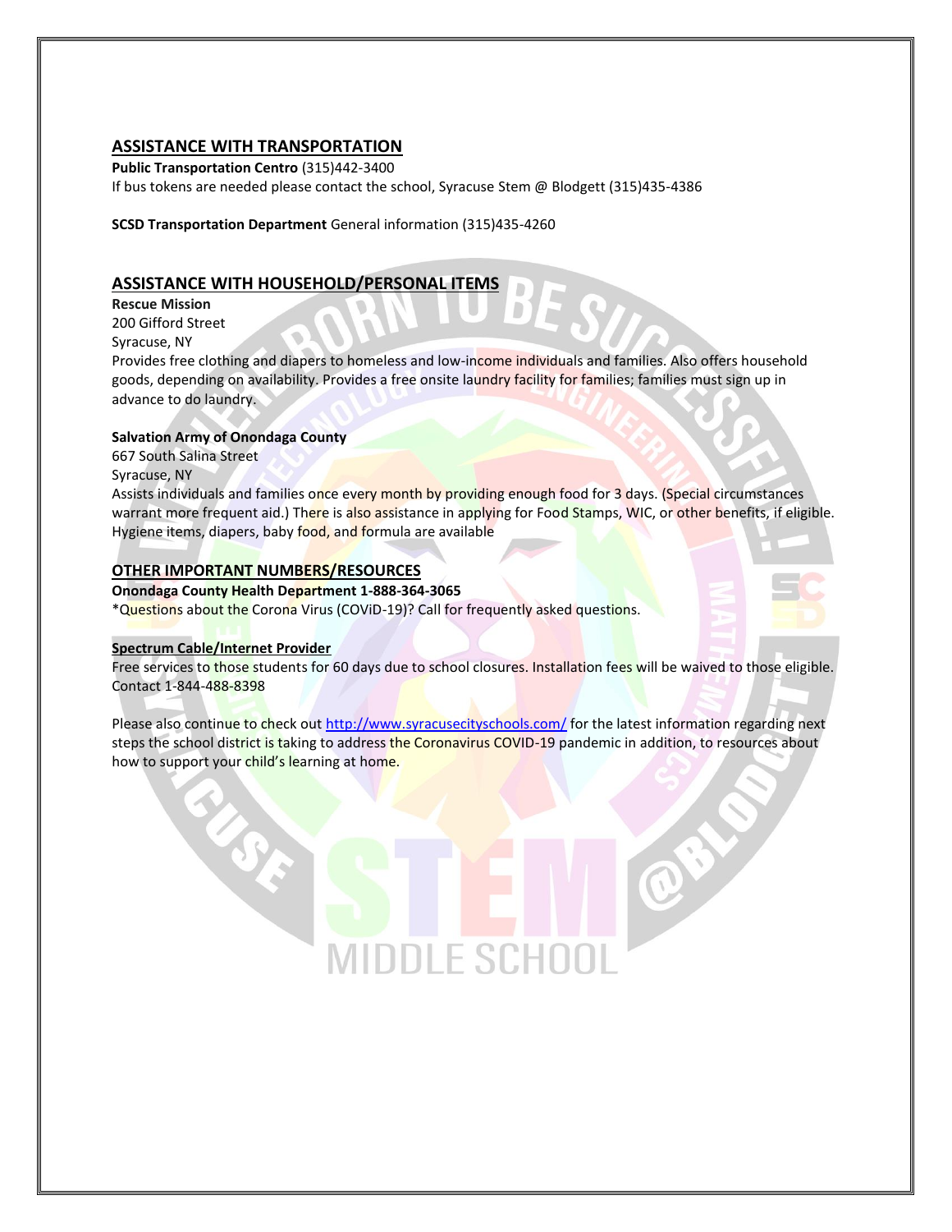## ASSISTANCE WITH TRANSPORTATION

**Public Transportation Centro** (315)442-3400
If bus tokens are needed please contact the school, Syracuse Stem @ Blodgett (315)435-4386

**SCSD Transportation Department** General information (315)435-4260

## ASSISTANCE WITH HOUSEHOLD/PERSONAL ITEMS

**Rescue Mission**
200 Gifford Street
Syracuse, NY
Provides free clothing and diapers to homeless and low-income individuals and families. Also offers household goods, depending on availability. Provides a free onsite laundry facility for families; families must sign up in advance to do laundry.

**Salvation Army of Onondaga County**
667 South Salina Street
Syracuse, NY
Assists individuals and families once every month by providing enough food for 3 days. (Special circumstances warrant more frequent aid.) There is also assistance in applying for Food Stamps, WIC, or other benefits, if eligible. Hygiene items, diapers, baby food, and formula are available

## OTHER IMPORTANT NUMBERS/RESOURCES

**Onondaga County Health Department 1-888-364-3065**
*Questions about the Corona Virus (COViD-19)? Call for frequently asked questions.

**Spectrum Cable/Internet Provider**
Free services to those students for 60 days due to school closures. Installation fees will be waived to those eligible. Contact 1-844-488-8398

Please also continue to check out http://www.syracusecityschools.com/ for the latest information regarding next steps the school district is taking to address the Coronavirus COVID-19 pandemic in addition, to resources about how to support your child's learning at home.